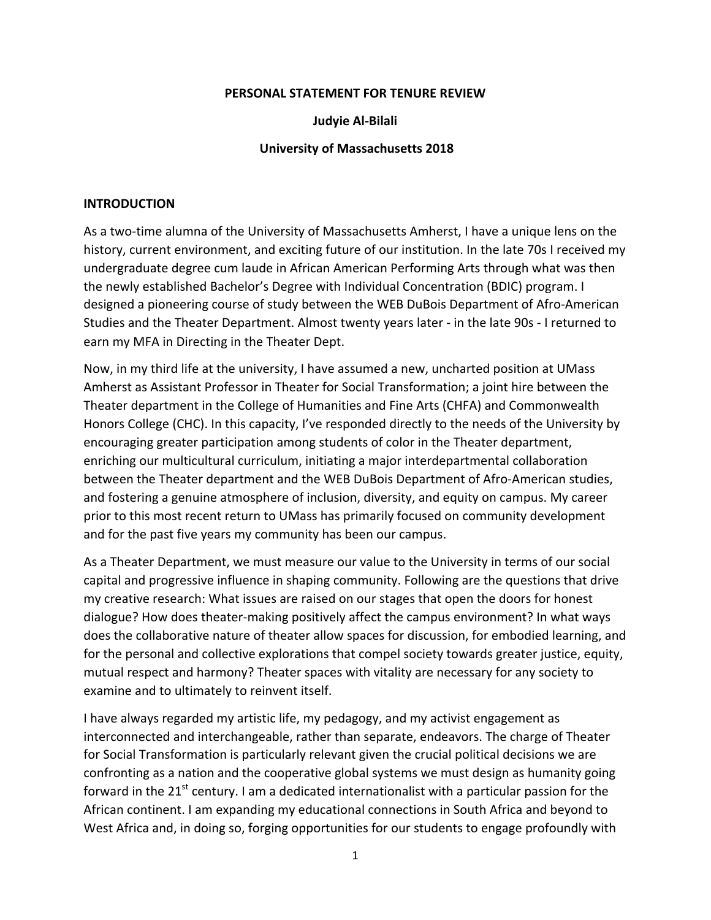**PERSONAL STATEMENT FOR TENURE REVIEW**

**Judyie Al-Bilali**

**University of Massachusetts 2018**

## INTRODUCTION

As a two-time alumna of the University of Massachusetts Amherst, I have a unique lens on the history, current environment, and exciting future of our institution. In the late 70s I received my undergraduate degree cum laude in African American Performing Arts through what was then the newly established Bachelor's Degree with Individual Concentration (BDIC) program. I designed a pioneering course of study between the WEB DuBois Department of Afro-American Studies and the Theater Department. Almost twenty years later - in the late 90s - I returned to earn my MFA in Directing in the Theater Dept.

Now, in my third life at the university, I have assumed a new, uncharted position at UMass Amherst as Assistant Professor in Theater for Social Transformation; a joint hire between the Theater department in the College of Humanities and Fine Arts (CHFA) and Commonwealth Honors College (CHC). In this capacity, I've responded directly to the needs of the University by encouraging greater participation among students of color in the Theater department, enriching our multicultural curriculum, initiating a major interdepartmental collaboration between the Theater department and the WEB DuBois Department of Afro-American studies, and fostering a genuine atmosphere of inclusion, diversity, and equity on campus. My career prior to this most recent return to UMass has primarily focused on community development and for the past five years my community has been our campus.

As a Theater Department, we must measure our value to the University in terms of our social capital and progressive influence in shaping community. Following are the questions that drive my creative research: What issues are raised on our stages that open the doors for honest dialogue? How does theater-making positively affect the campus environment? In what ways does the collaborative nature of theater allow spaces for discussion, for embodied learning, and for the personal and collective explorations that compel society towards greater justice, equity, mutual respect and harmony? Theater spaces with vitality are necessary for any society to examine and to ultimately to reinvent itself.

I have always regarded my artistic life, my pedagogy, and my activist engagement as interconnected and interchangeable, rather than separate, endeavors. The charge of Theater for Social Transformation is particularly relevant given the crucial political decisions we are confronting as a nation and the cooperative global systems we must design as humanity going forward in the 21st century. I am a dedicated internationalist with a particular passion for the African continent. I am expanding my educational connections in South Africa and beyond to West Africa and, in doing so, forging opportunities for our students to engage profoundly with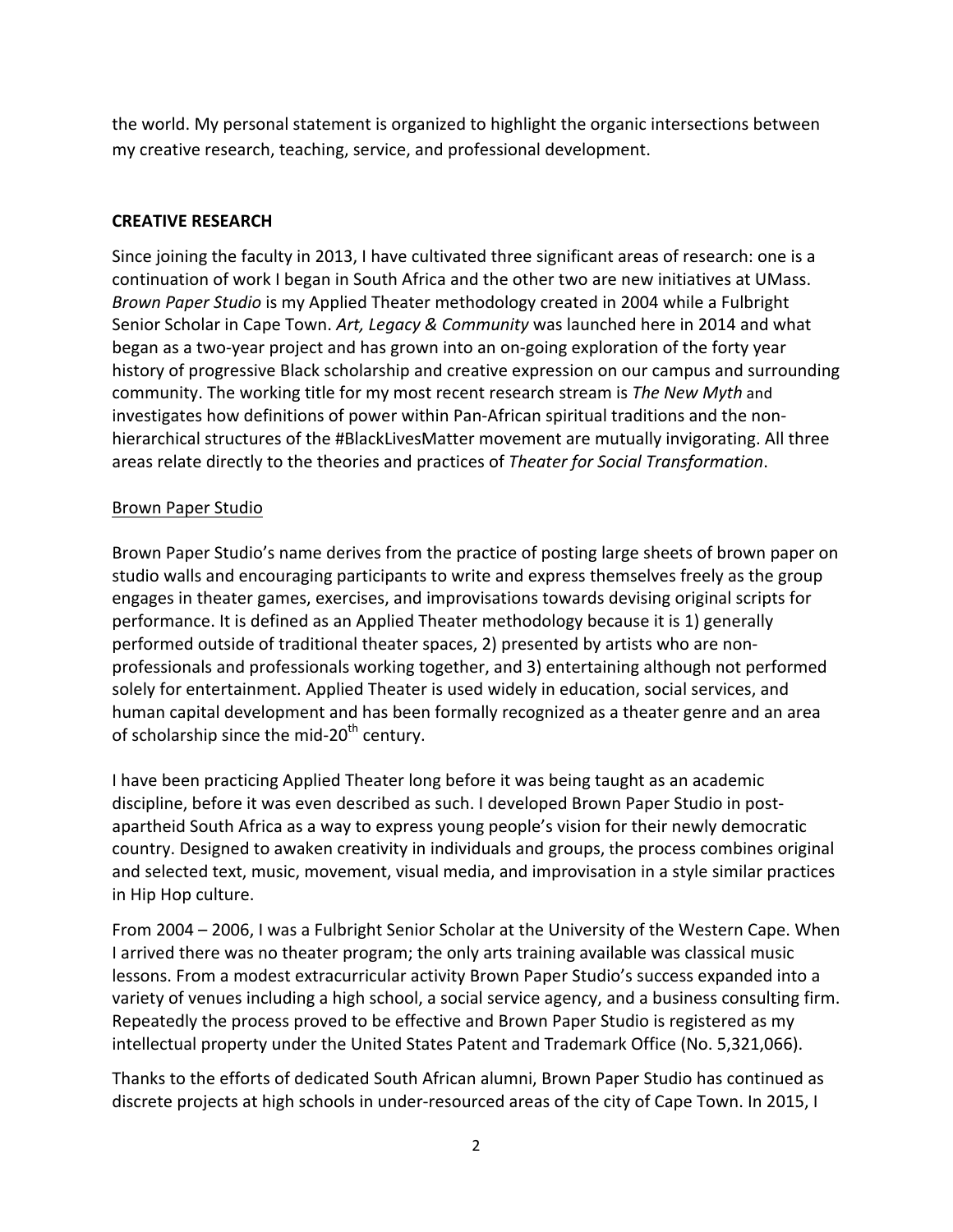the world. My personal statement is organized to highlight the organic intersections between my creative research, teaching, service, and professional development.

## CREATIVE RESEARCH

Since joining the faculty in 2013, I have cultivated three significant areas of research: one is a continuation of work I began in South Africa and the other two are new initiatives at UMass. *Brown Paper Studio* is my Applied Theater methodology created in 2004 while a Fulbright Senior Scholar in Cape Town. *Art, Legacy & Community* was launched here in 2014 and what began as a two-year project and has grown into an on-going exploration of the forty year history of progressive Black scholarship and creative expression on our campus and surrounding community. The working title for my most recent research stream is *The New Myth* and investigates how definitions of power within Pan-African spiritual traditions and the non-hierarchical structures of the #BlackLivesMatter movement are mutually invigorating. All three areas relate directly to the theories and practices of *Theater for Social Transformation*.

### Brown Paper Studio

Brown Paper Studio's name derives from the practice of posting large sheets of brown paper on studio walls and encouraging participants to write and express themselves freely as the group engages in theater games, exercises, and improvisations towards devising original scripts for performance. It is defined as an Applied Theater methodology because it is 1) generally performed outside of traditional theater spaces, 2) presented by artists who are non-professionals and professionals working together, and 3) entertaining although not performed solely for entertainment. Applied Theater is used widely in education, social services, and human capital development and has been formally recognized as a theater genre and an area of scholarship since the mid-20th century.

I have been practicing Applied Theater long before it was being taught as an academic discipline, before it was even described as such. I developed Brown Paper Studio in post-apartheid South Africa as a way to express young people's vision for their newly democratic country. Designed to awaken creativity in individuals and groups, the process combines original and selected text, music, movement, visual media, and improvisation in a style similar practices in Hip Hop culture.

From 2004 – 2006, I was a Fulbright Senior Scholar at the University of the Western Cape. When I arrived there was no theater program; the only arts training available was classical music lessons. From a modest extracurricular activity Brown Paper Studio's success expanded into a variety of venues including a high school, a social service agency, and a business consulting firm. Repeatedly the process proved to be effective and Brown Paper Studio is registered as my intellectual property under the United States Patent and Trademark Office (No. 5,321,066).

Thanks to the efforts of dedicated South African alumni, Brown Paper Studio has continued as discrete projects at high schools in under-resourced areas of the city of Cape Town. In 2015, I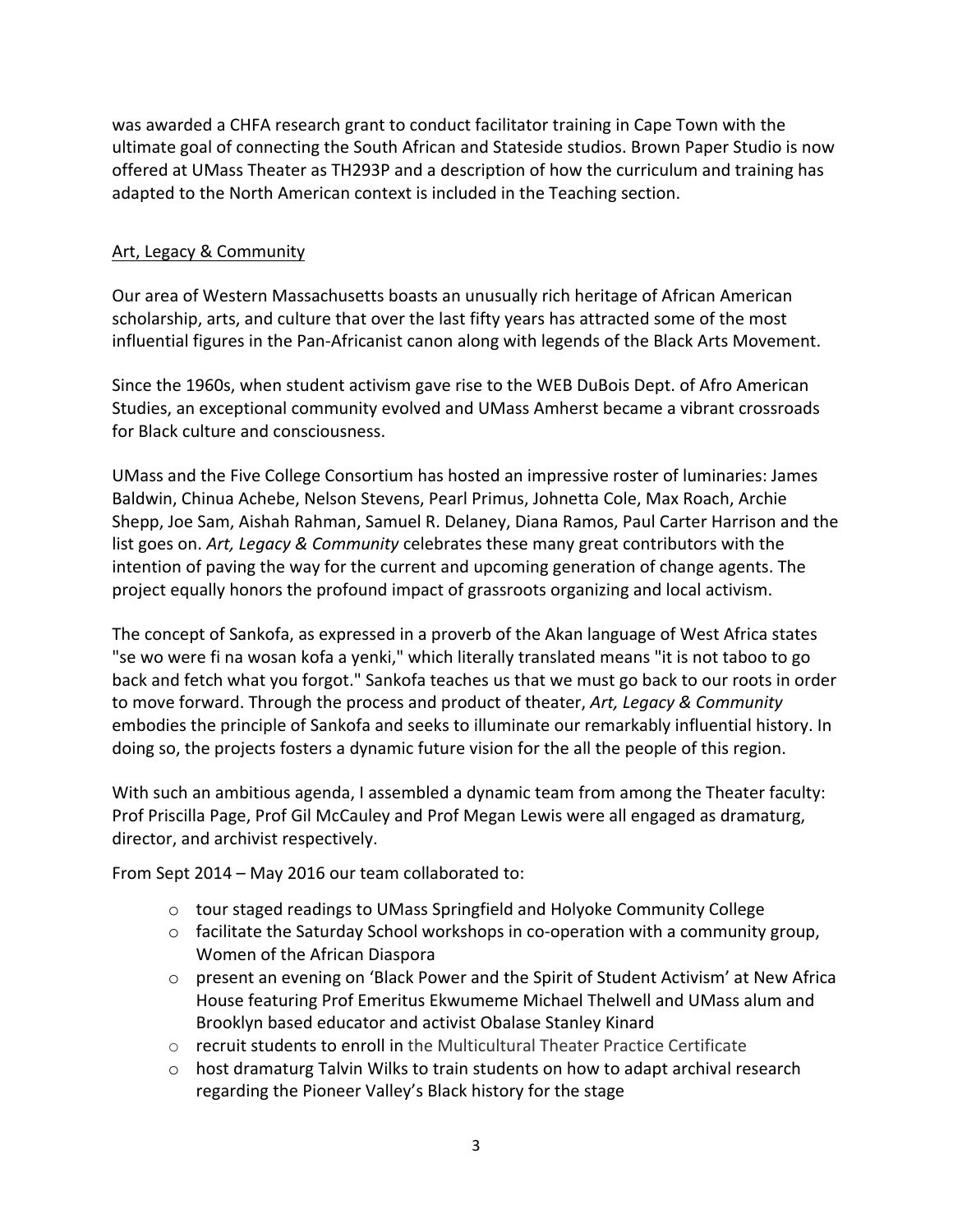was awarded a CHFA research grant to conduct facilitator training in Cape Town with the ultimate goal of connecting the South African and Stateside studios. Brown Paper Studio is now offered at UMass Theater as TH293P and a description of how the curriculum and training has adapted to the North American context is included in the Teaching section.

## Art, Legacy & Community

Our area of Western Massachusetts boasts an unusually rich heritage of African American scholarship, arts, and culture that over the last fifty years has attracted some of the most influential figures in the Pan-Africanist canon along with legends of the Black Arts Movement.

Since the 1960s, when student activism gave rise to the WEB DuBois Dept. of Afro American Studies, an exceptional community evolved and UMass Amherst became a vibrant crossroads for Black culture and consciousness.

UMass and the Five College Consortium has hosted an impressive roster of luminaries: James Baldwin, Chinua Achebe, Nelson Stevens, Pearl Primus, Johnetta Cole, Max Roach, Archie Shepp, Joe Sam, Aishah Rahman, Samuel R. Delaney, Diana Ramos, Paul Carter Harrison and the list goes on. *Art, Legacy & Community* celebrates these many great contributors with the intention of paving the way for the current and upcoming generation of change agents. The project equally honors the profound impact of grassroots organizing and local activism.

The concept of Sankofa, as expressed in a proverb of the Akan language of West Africa states "se wo were fi na wosan kofa a yenki," which literally translated means "it is not taboo to go back and fetch what you forgot." Sankofa teaches us that we must go back to our roots in order to move forward. Through the process and product of theater, *Art, Legacy & Community* embodies the principle of Sankofa and seeks to illuminate our remarkably influential history. In doing so, the projects fosters a dynamic future vision for the all the people of this region.

With such an ambitious agenda, I assembled a dynamic team from among the Theater faculty: Prof Priscilla Page, Prof Gil McCauley and Prof Megan Lewis were all engaged as dramaturg, director, and archivist respectively.

From Sept 2014 – May 2016 our team collaborated to:

- tour staged readings to UMass Springfield and Holyoke Community College
- facilitate the Saturday School workshops in co-operation with a community group, Women of the African Diaspora
- present an evening on 'Black Power and the Spirit of Student Activism' at New Africa House featuring Prof Emeritus Ekwumeme Michael Thelwell and UMass alum and Brooklyn based educator and activist Obalase Stanley Kinard
- recruit students to enroll in the Multicultural Theater Practice Certificate
- host dramaturg Talvin Wilks to train students on how to adapt archival research regarding the Pioneer Valley's Black history for the stage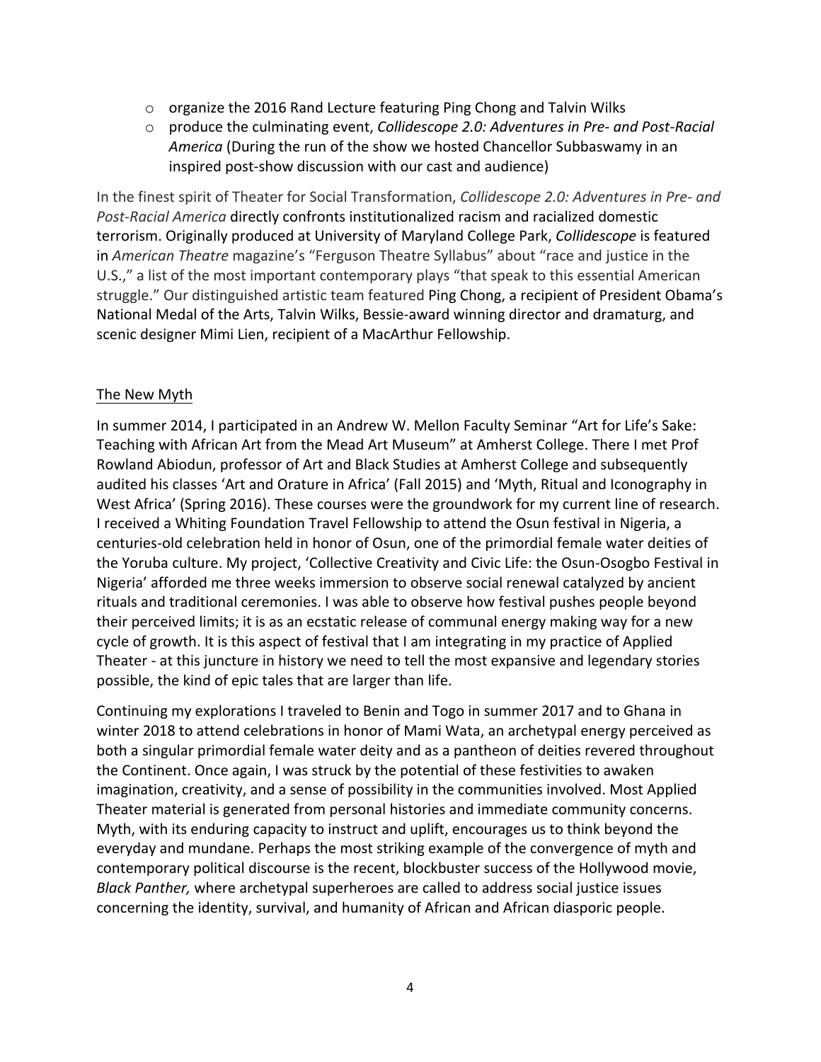- organize the 2016 Rand Lecture featuring Ping Chong and Talvin Wilks
  - produce the culminating event, *Collidescope 2.0: Adventures in Pre- and Post-Racial America* (During the run of the show we hosted Chancellor Subbaswamy in an inspired post-show discussion with our cast and audience)

In the finest spirit of Theater for Social Transformation, *Collidescope 2.0: Adventures in Pre- and Post-Racial America* directly confronts institutionalized racism and racialized domestic terrorism. Originally produced at University of Maryland College Park, *Collidescope* is featured in *American Theatre* magazine's "Ferguson Theatre Syllabus" about "race and justice in the U.S.," a list of the most important contemporary plays "that speak to this essential American struggle." Our distinguished artistic team featured Ping Chong, a recipient of President Obama's National Medal of the Arts, Talvin Wilks, Bessie-award winning director and dramaturg, and scenic designer Mimi Lien, recipient of a MacArthur Fellowship.

<u>The New Myth</u>

In summer 2014, I participated in an Andrew W. Mellon Faculty Seminar "Art for Life's Sake: Teaching with African Art from the Mead Art Museum" at Amherst College. There I met Prof Rowland Abiodun, professor of Art and Black Studies at Amherst College and subsequently audited his classes 'Art and Orature in Africa' (Fall 2015) and 'Myth, Ritual and Iconography in West Africa' (Spring 2016). These courses were the groundwork for my current line of research. I received a Whiting Foundation Travel Fellowship to attend the Osun festival in Nigeria, a centuries-old celebration held in honor of Osun, one of the primordial female water deities of the Yoruba culture. My project, 'Collective Creativity and Civic Life: the Osun-Osogbo Festival in Nigeria' afforded me three weeks immersion to observe social renewal catalyzed by ancient rituals and traditional ceremonies. I was able to observe how festival pushes people beyond their perceived limits; it is as an ecstatic release of communal energy making way for a new cycle of growth. It is this aspect of festival that I am integrating in my practice of Applied Theater - at this juncture in history we need to tell the most expansive and legendary stories possible, the kind of epic tales that are larger than life.

Continuing my explorations I traveled to Benin and Togo in summer 2017 and to Ghana in winter 2018 to attend celebrations in honor of Mami Wata, an archetypal energy perceived as both a singular primordial female water deity and as a pantheon of deities revered throughout the Continent. Once again, I was struck by the potential of these festivities to awaken imagination, creativity, and a sense of possibility in the communities involved. Most Applied Theater material is generated from personal histories and immediate community concerns. Myth, with its enduring capacity to instruct and uplift, encourages us to think beyond the everyday and mundane. Perhaps the most striking example of the convergence of myth and contemporary political discourse is the recent, blockbuster success of the Hollywood movie, *Black Panther,* where archetypal superheroes are called to address social justice issues concerning the identity, survival, and humanity of African and African diasporic people.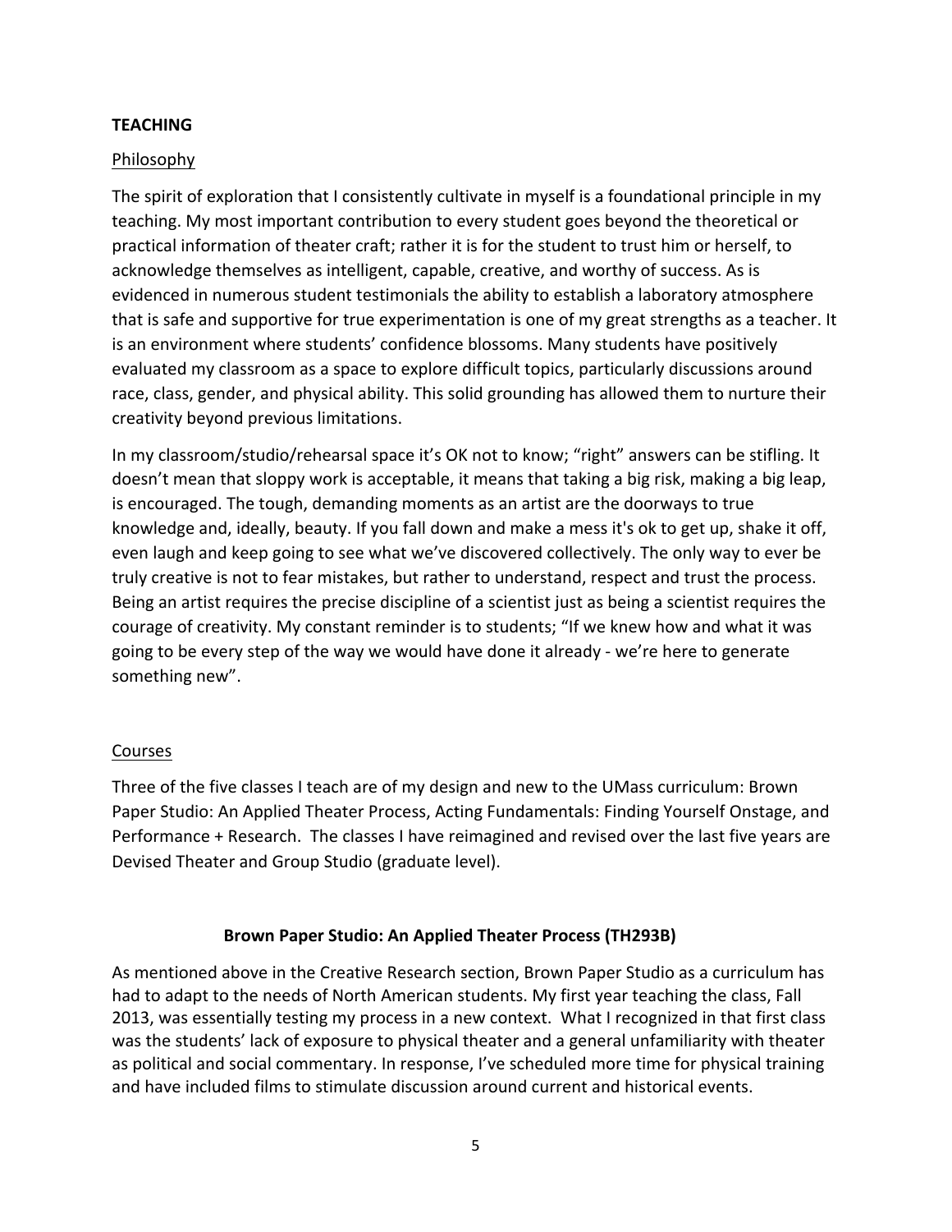## TEACHING

### Philosophy

The spirit of exploration that I consistently cultivate in myself is a foundational principle in my teaching. My most important contribution to every student goes beyond the theoretical or practical information of theater craft; rather it is for the student to trust him or herself, to acknowledge themselves as intelligent, capable, creative, and worthy of success. As is evidenced in numerous student testimonials the ability to establish a laboratory atmosphere that is safe and supportive for true experimentation is one of my great strengths as a teacher. It is an environment where students' confidence blossoms. Many students have positively evaluated my classroom as a space to explore difficult topics, particularly discussions around race, class, gender, and physical ability. This solid grounding has allowed them to nurture their creativity beyond previous limitations.

In my classroom/studio/rehearsal space it's OK not to know; "right" answers can be stifling. It doesn't mean that sloppy work is acceptable, it means that taking a big risk, making a big leap, is encouraged. The tough, demanding moments as an artist are the doorways to true knowledge and, ideally, beauty. If you fall down and make a mess it's ok to get up, shake it off, even laugh and keep going to see what we've discovered collectively. The only way to ever be truly creative is not to fear mistakes, but rather to understand, respect and trust the process. Being an artist requires the precise discipline of a scientist just as being a scientist requires the courage of creativity. My constant reminder is to students; "If we knew how and what it was going to be every step of the way we would have done it already - we're here to generate something new".

### Courses

Three of the five classes I teach are of my design and new to the UMass curriculum: Brown Paper Studio: An Applied Theater Process, Acting Fundamentals: Finding Yourself Onstage, and Performance + Research. The classes I have reimagined and revised over the last five years are Devised Theater and Group Studio (graduate level).

#### Brown Paper Studio: An Applied Theater Process (TH293B)

As mentioned above in the Creative Research section, Brown Paper Studio as a curriculum has had to adapt to the needs of North American students. My first year teaching the class, Fall 2013, was essentially testing my process in a new context. What I recognized in that first class was the students' lack of exposure to physical theater and a general unfamiliarity with theater as political and social commentary. In response, I've scheduled more time for physical training and have included films to stimulate discussion around current and historical events.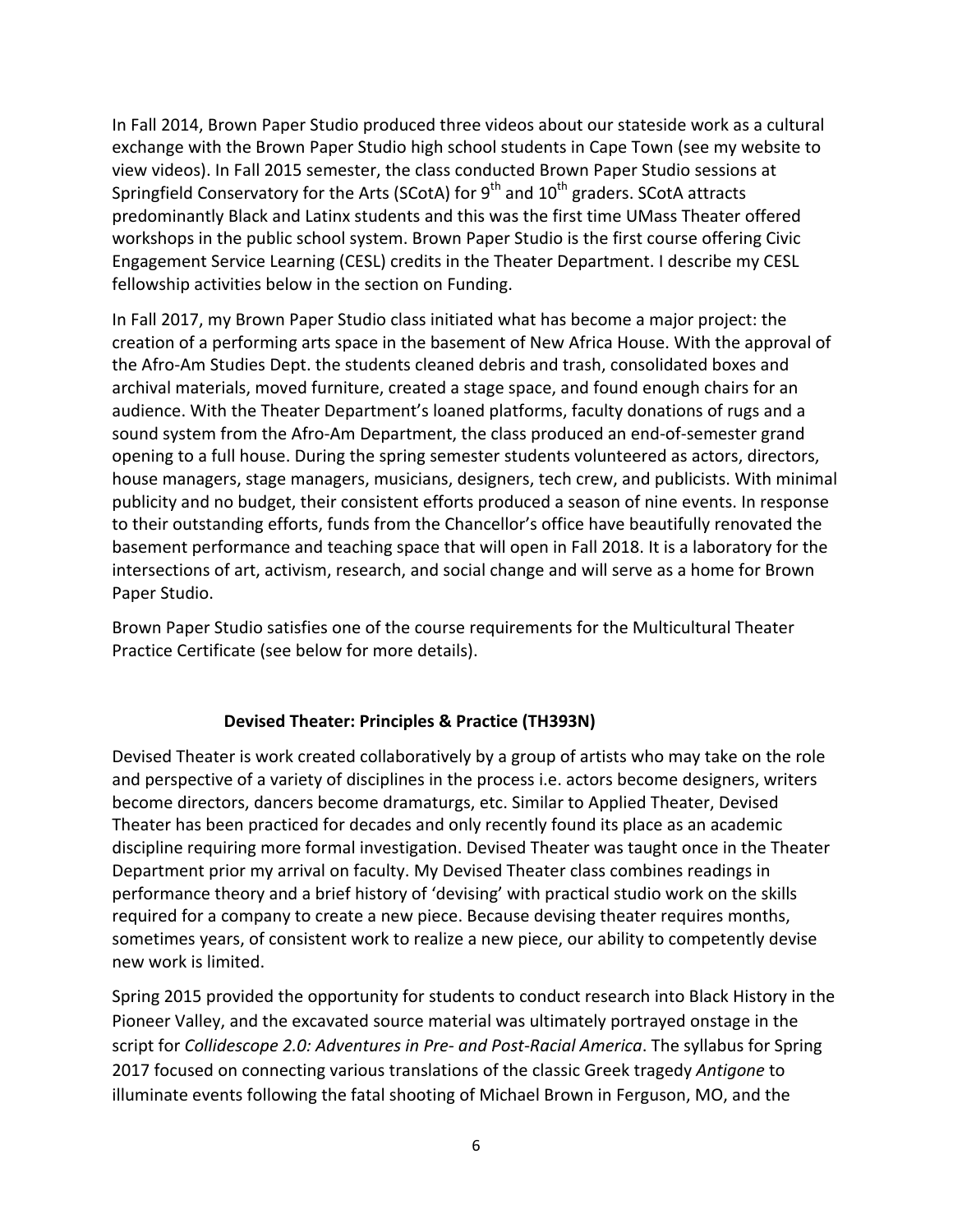In Fall 2014, Brown Paper Studio produced three videos about our stateside work as a cultural exchange with the Brown Paper Studio high school students in Cape Town (see my website to view videos). In Fall 2015 semester, the class conducted Brown Paper Studio sessions at Springfield Conservatory for the Arts (SCotA) for 9th and 10th graders. SCotA attracts predominantly Black and Latinx students and this was the first time UMass Theater offered workshops in the public school system. Brown Paper Studio is the first course offering Civic Engagement Service Learning (CESL) credits in the Theater Department. I describe my CESL fellowship activities below in the section on Funding.

In Fall 2017, my Brown Paper Studio class initiated what has become a major project: the creation of a performing arts space in the basement of New Africa House. With the approval of the Afro-Am Studies Dept. the students cleaned debris and trash, consolidated boxes and archival materials, moved furniture, created a stage space, and found enough chairs for an audience. With the Theater Department's loaned platforms, faculty donations of rugs and a sound system from the Afro-Am Department, the class produced an end-of-semester grand opening to a full house. During the spring semester students volunteered as actors, directors, house managers, stage managers, musicians, designers, tech crew, and publicists. With minimal publicity and no budget, their consistent efforts produced a season of nine events. In response to their outstanding efforts, funds from the Chancellor's office have beautifully renovated the basement performance and teaching space that will open in Fall 2018. It is a laboratory for the intersections of art, activism, research, and social change and will serve as a home for Brown Paper Studio.

Brown Paper Studio satisfies one of the course requirements for the Multicultural Theater Practice Certificate (see below for more details).

### Devised Theater: Principles & Practice (TH393N)

Devised Theater is work created collaboratively by a group of artists who may take on the role and perspective of a variety of disciplines in the process i.e. actors become designers, writers become directors, dancers become dramaturgs, etc. Similar to Applied Theater, Devised Theater has been practiced for decades and only recently found its place as an academic discipline requiring more formal investigation. Devised Theater was taught once in the Theater Department prior my arrival on faculty. My Devised Theater class combines readings in performance theory and a brief history of 'devising' with practical studio work on the skills required for a company to create a new piece. Because devising theater requires months, sometimes years, of consistent work to realize a new piece, our ability to competently devise new work is limited.

Spring 2015 provided the opportunity for students to conduct research into Black History in the Pioneer Valley, and the excavated source material was ultimately portrayed onstage in the script for *Collidescope 2.0: Adventures in Pre- and Post-Racial America*. The syllabus for Spring 2017 focused on connecting various translations of the classic Greek tragedy *Antigone* to illuminate events following the fatal shooting of Michael Brown in Ferguson, MO, and the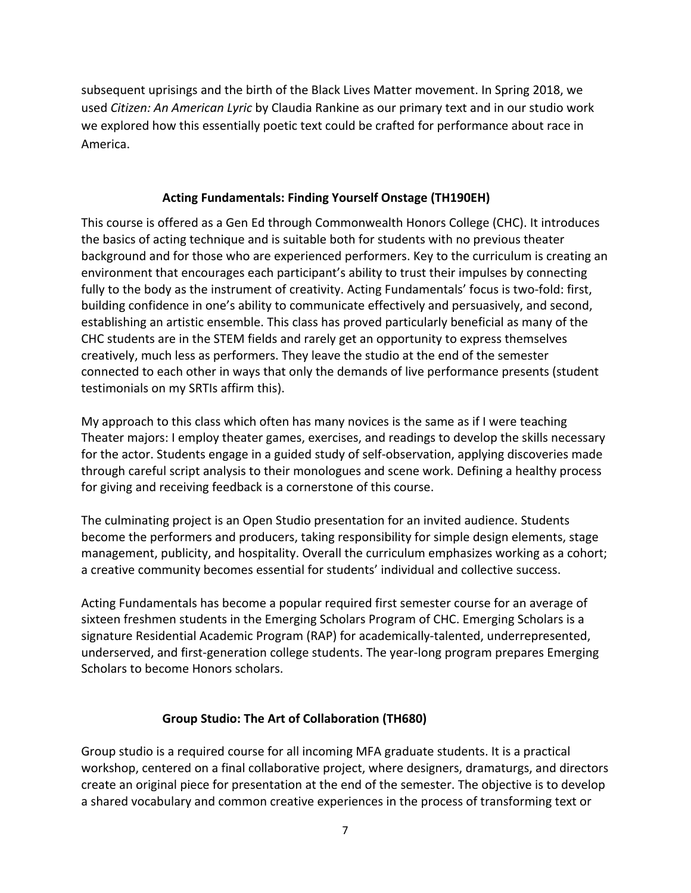subsequent uprisings and the birth of the Black Lives Matter movement. In Spring 2018, we used *Citizen: An American Lyric* by Claudia Rankine as our primary text and in our studio work we explored how this essentially poetic text could be crafted for performance about race in America.

### Acting Fundamentals: Finding Yourself Onstage (TH190EH)

This course is offered as a Gen Ed through Commonwealth Honors College (CHC). It introduces the basics of acting technique and is suitable both for students with no previous theater background and for those who are experienced performers. Key to the curriculum is creating an environment that encourages each participant's ability to trust their impulses by connecting fully to the body as the instrument of creativity. Acting Fundamentals' focus is two-fold: first, building confidence in one's ability to communicate effectively and persuasively, and second, establishing an artistic ensemble. This class has proved particularly beneficial as many of the CHC students are in the STEM fields and rarely get an opportunity to express themselves creatively, much less as performers. They leave the studio at the end of the semester connected to each other in ways that only the demands of live performance presents (student testimonials on my SRTIs affirm this).

My approach to this class which often has many novices is the same as if I were teaching Theater majors: I employ theater games, exercises, and readings to develop the skills necessary for the actor. Students engage in a guided study of self-observation, applying discoveries made through careful script analysis to their monologues and scene work. Defining a healthy process for giving and receiving feedback is a cornerstone of this course.

The culminating project is an Open Studio presentation for an invited audience. Students become the performers and producers, taking responsibility for simple design elements, stage management, publicity, and hospitality. Overall the curriculum emphasizes working as a cohort; a creative community becomes essential for students' individual and collective success.

Acting Fundamentals has become a popular required first semester course for an average of sixteen freshmen students in the Emerging Scholars Program of CHC. Emerging Scholars is a signature Residential Academic Program (RAP) for academically-talented, underrepresented, underserved, and first-generation college students. The year-long program prepares Emerging Scholars to become Honors scholars.

### Group Studio: The Art of Collaboration (TH680)

Group studio is a required course for all incoming MFA graduate students. It is a practical workshop, centered on a final collaborative project, where designers, dramaturgs, and directors create an original piece for presentation at the end of the semester. The objective is to develop a shared vocabulary and common creative experiences in the process of transforming text or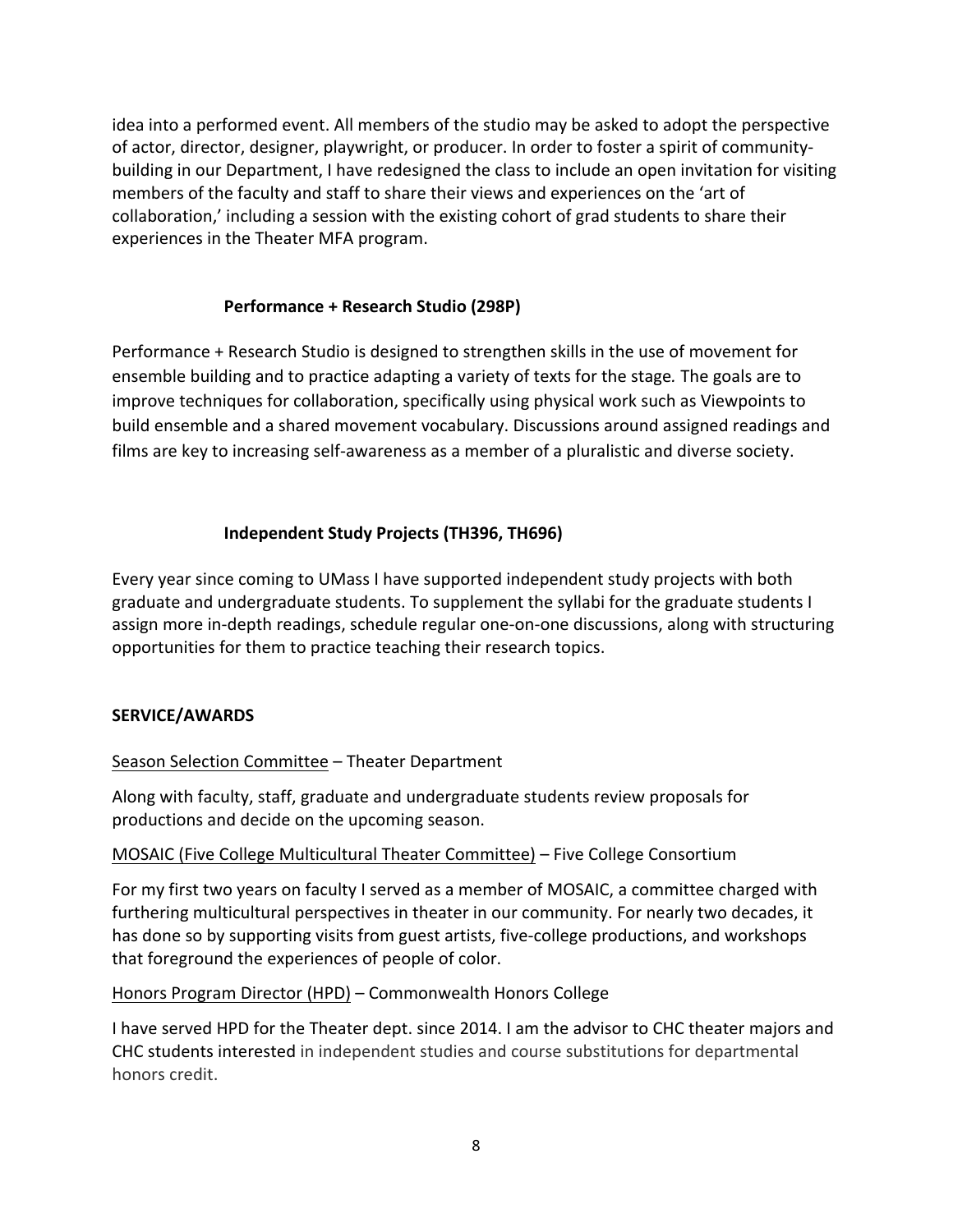idea into a performed event. All members of the studio may be asked to adopt the perspective of actor, director, designer, playwright, or producer. In order to foster a spirit of community-building in our Department, I have redesigned the class to include an open invitation for visiting members of the faculty and staff to share their views and experiences on the 'art of collaboration,' including a session with the existing cohort of grad students to share their experiences in the Theater MFA program.

### Performance + Research Studio (298P)

Performance + Research Studio is designed to strengthen skills in the use of movement for ensemble building and to practice adapting a variety of texts for the stage. The goals are to improve techniques for collaboration, specifically using physical work such as Viewpoints to build ensemble and a shared movement vocabulary. Discussions around assigned readings and films are key to increasing self-awareness as a member of a pluralistic and diverse society.

### Independent Study Projects (TH396, TH696)

Every year since coming to UMass I have supported independent study projects with both graduate and undergraduate students. To supplement the syllabi for the graduate students I assign more in-depth readings, schedule regular one-on-one discussions, along with structuring opportunities for them to practice teaching their research topics.

## SERVICE/AWARDS

Season Selection Committee – Theater Department

Along with faculty, staff, graduate and undergraduate students review proposals for productions and decide on the upcoming season.

MOSAIC (Five College Multicultural Theater Committee) – Five College Consortium

For my first two years on faculty I served as a member of MOSAIC, a committee charged with furthering multicultural perspectives in theater in our community. For nearly two decades, it has done so by supporting visits from guest artists, five-college productions, and workshops that foreground the experiences of people of color.

Honors Program Director (HPD) – Commonwealth Honors College

I have served HPD for the Theater dept. since 2014. I am the advisor to CHC theater majors and CHC students interested in independent studies and course substitutions for departmental honors credit.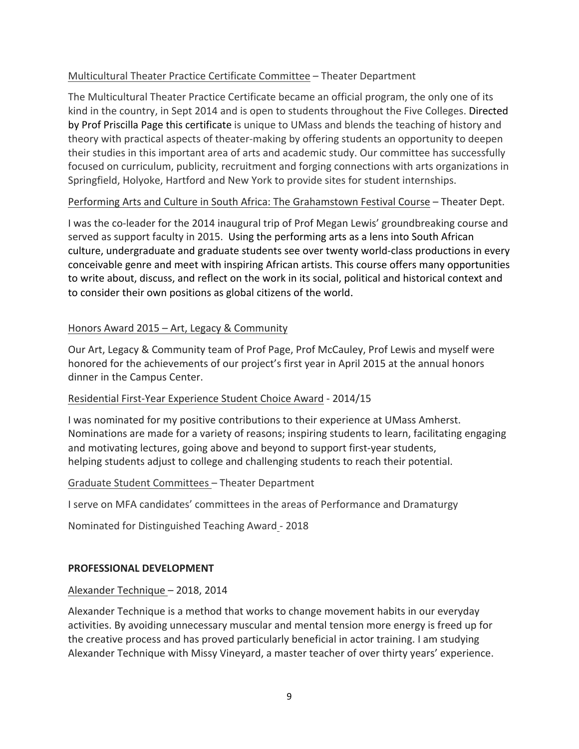<u>Multicultural Theater Practice Certificate Committee</u> – Theater Department

The Multicultural Theater Practice Certificate became an official program, the only one of its kind in the country, in Sept 2014 and is open to students throughout the Five Colleges. Directed by Prof Priscilla Page this certificate is unique to UMass and blends the teaching of history and theory with practical aspects of theater-making by offering students an opportunity to deepen their studies in this important area of arts and academic study. Our committee has successfully focused on curriculum, publicity, recruitment and forging connections with arts organizations in Springfield, Holyoke, Hartford and New York to provide sites for student internships.

<u>Performing Arts and Culture in South Africa: The Grahamstown Festival Course</u> – Theater Dept.

I was the co-leader for the 2014 inaugural trip of Prof Megan Lewis' groundbreaking course and served as support faculty in 2015. Using the performing arts as a lens into South African culture, undergraduate and graduate students see over twenty world-class productions in every conceivable genre and meet with inspiring African artists. This course offers many opportunities to write about, discuss, and reflect on the work in its social, political and historical context and to consider their own positions as global citizens of the world.

<u>Honors Award 2015 – Art, Legacy & Community</u>

Our Art, Legacy & Community team of Prof Page, Prof McCauley, Prof Lewis and myself were honored for the achievements of our project's first year in April 2015 at the annual honors dinner in the Campus Center.

<u>Residential First-Year Experience Student Choice Award</u> - 2014/15

I was nominated for my positive contributions to their experience at UMass Amherst. Nominations are made for a variety of reasons; inspiring students to learn, facilitating engaging and motivating lectures, going above and beyond to support first-year students, helping students adjust to college and challenging students to reach their potential.

<u>Graduate Student Committees</u> – Theater Department

I serve on MFA candidates' committees in the areas of Performance and Dramaturgy

Nominated for Distinguished Teaching Award - 2018

**PROFESSIONAL DEVELOPMENT**

<u>Alexander Technique</u> – 2018, 2014

Alexander Technique is a method that works to change movement habits in our everyday activities. By avoiding unnecessary muscular and mental tension more energy is freed up for the creative process and has proved particularly beneficial in actor training. I am studying Alexander Technique with Missy Vineyard, a master teacher of over thirty years' experience.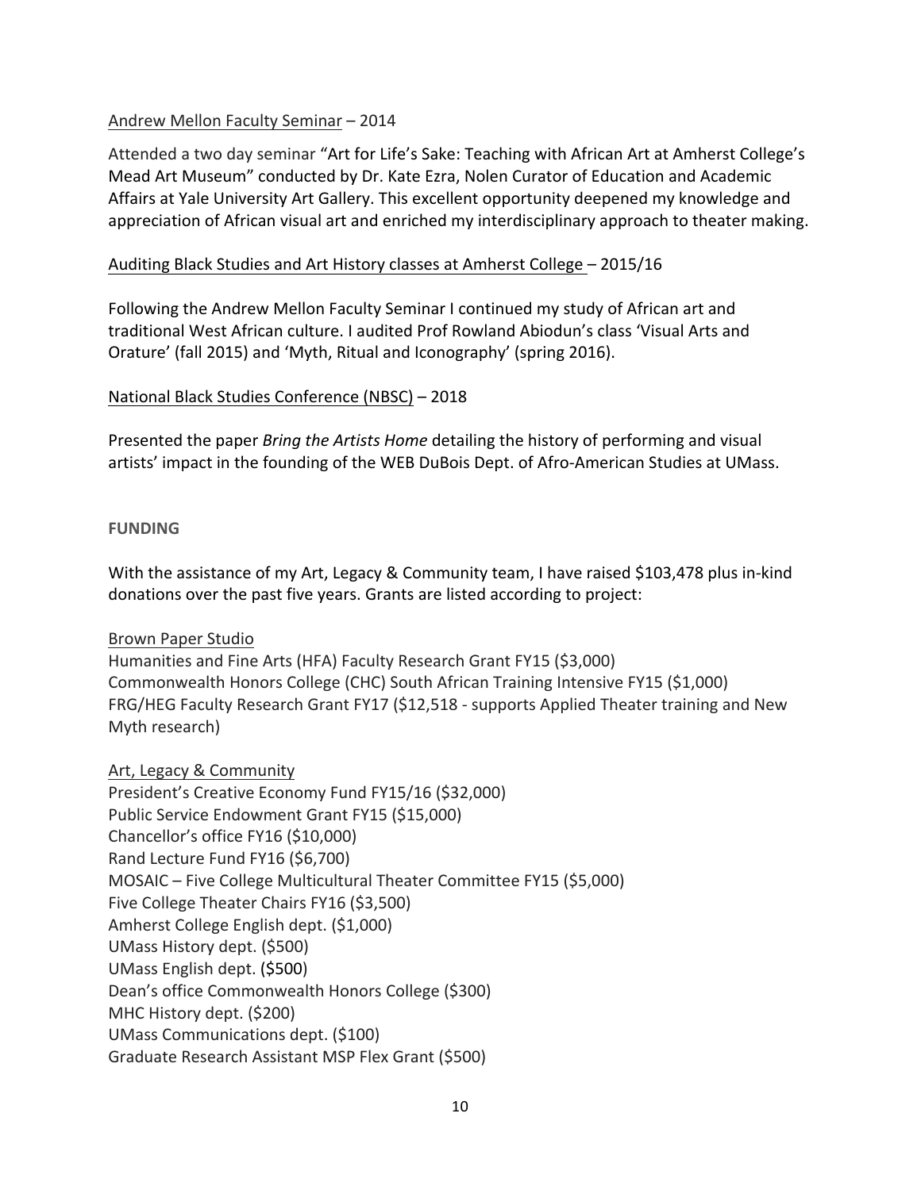<u>Andrew Mellon Faculty Seminar</u> – 2014

Attended a two day seminar "Art for Life's Sake: Teaching with African Art at Amherst College's Mead Art Museum" conducted by Dr. Kate Ezra, Nolen Curator of Education and Academic Affairs at Yale University Art Gallery. This excellent opportunity deepened my knowledge and appreciation of African visual art and enriched my interdisciplinary approach to theater making.

<u>Auditing Black Studies and Art History classes at Amherst College</u> – 2015/16

Following the Andrew Mellon Faculty Seminar I continued my study of African art and traditional West African culture. I audited Prof Rowland Abiodun's class 'Visual Arts and Orature' (fall 2015) and 'Myth, Ritual and Iconography' (spring 2016).

<u>National Black Studies Conference (NBSC)</u> – 2018

Presented the paper *Bring the Artists Home* detailing the history of performing and visual artists' impact in the founding of the WEB DuBois Dept. of Afro-American Studies at UMass.

**FUNDING**

With the assistance of my Art, Legacy & Community team, I have raised $103,478 plus in-kind donations over the past five years. Grants are listed according to project:

<u>Brown Paper Studio</u>
Humanities and Fine Arts (HFA) Faculty Research Grant FY15 ($3,000)
Commonwealth Honors College (CHC) South African Training Intensive FY15 ($1,000)
FRG/HEG Faculty Research Grant FY17 ($12,518 - supports Applied Theater training and New Myth research)

<u>Art, Legacy & Community</u>
President's Creative Economy Fund FY15/16 ($32,000)
Public Service Endowment Grant FY15 ($15,000)
Chancellor's office FY16 ($10,000)
Rand Lecture Fund FY16 ($6,700)
MOSAIC – Five College Multicultural Theater Committee FY15 ($5,000)
Five College Theater Chairs FY16 ($3,500)
Amherst College English dept. ($1,000)
UMass History dept. ($500)
UMass English dept. ($500)
Dean's office Commonwealth Honors College ($300)
MHC History dept. ($200)
UMass Communications dept. ($100)
Graduate Research Assistant MSP Flex Grant ($500)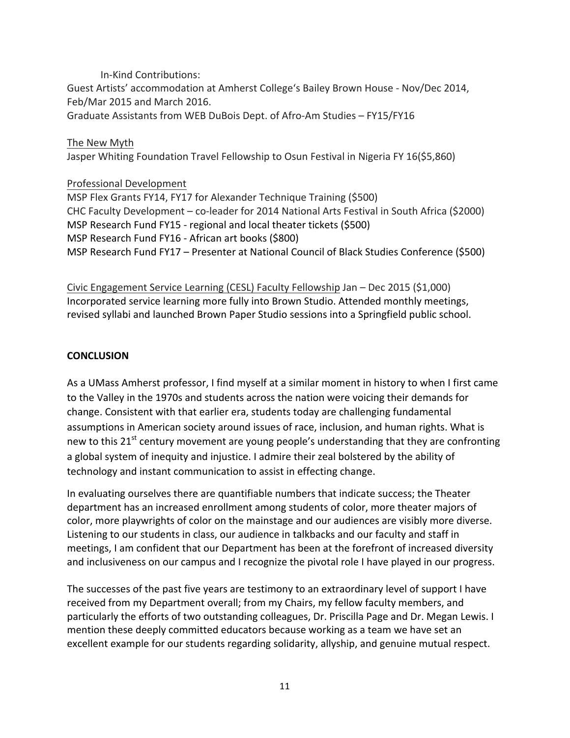In-Kind Contributions:
Guest Artists' accommodation at Amherst College's Bailey Brown House - Nov/Dec 2014, Feb/Mar 2015 and March 2016.
Graduate Assistants from WEB DuBois Dept. of Afro-Am Studies – FY15/FY16

The New Myth
Jasper Whiting Foundation Travel Fellowship to Osun Festival in Nigeria FY 16($5,860)

Professional Development
MSP Flex Grants FY14, FY17 for Alexander Technique Training ($500)
CHC Faculty Development – co-leader for 2014 National Arts Festival in South Africa ($2000)
MSP Research Fund FY15 - regional and local theater tickets ($500)
MSP Research Fund FY16 - African art books ($800)
MSP Research Fund FY17 – Presenter at National Council of Black Studies Conference ($500)

Civic Engagement Service Learning (CESL) Faculty Fellowship Jan – Dec 2015 ($1,000)
Incorporated service learning more fully into Brown Studio. Attended monthly meetings, revised syllabi and launched Brown Paper Studio sessions into a Springfield public school.

**CONCLUSION**

As a UMass Amherst professor, I find myself at a similar moment in history to when I first came to the Valley in the 1970s and students across the nation were voicing their demands for change. Consistent with that earlier era, students today are challenging fundamental assumptions in American society around issues of race, inclusion, and human rights. What is new to this 21st century movement are young people's understanding that they are confronting a global system of inequity and injustice. I admire their zeal bolstered by the ability of technology and instant communication to assist in effecting change.

In evaluating ourselves there are quantifiable numbers that indicate success; the Theater department has an increased enrollment among students of color, more theater majors of color, more playwrights of color on the mainstage and our audiences are visibly more diverse. Listening to our students in class, our audience in talkbacks and our faculty and staff in meetings, I am confident that our Department has been at the forefront of increased diversity and inclusiveness on our campus and I recognize the pivotal role I have played in our progress.

The successes of the past five years are testimony to an extraordinary level of support I have received from my Department overall; from my Chairs, my fellow faculty members, and particularly the efforts of two outstanding colleagues, Dr. Priscilla Page and Dr. Megan Lewis. I mention these deeply committed educators because working as a team we have set an excellent example for our students regarding solidarity, allyship, and genuine mutual respect.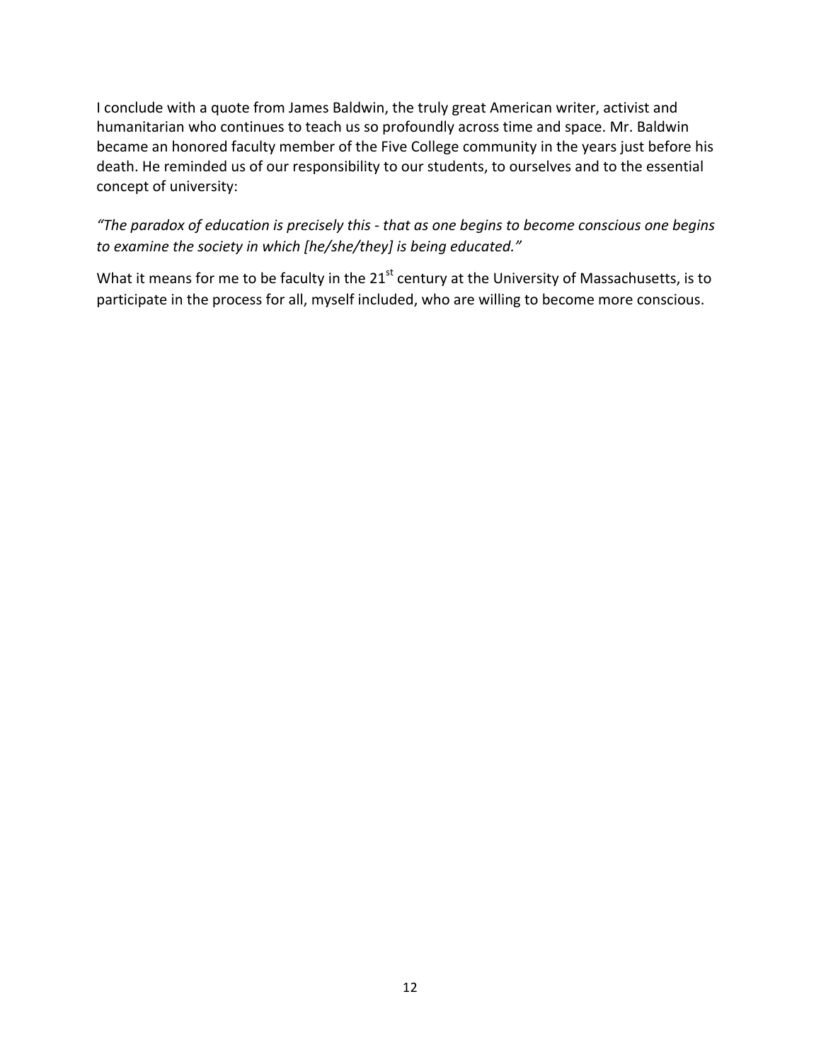I conclude with a quote from James Baldwin, the truly great American writer, activist and humanitarian who continues to teach us so profoundly across time and space. Mr. Baldwin became an honored faculty member of the Five College community in the years just before his death. He reminded us of our responsibility to our students, to ourselves and to the essential concept of university:

*"The paradox of education is precisely this - that as one begins to become conscious one begins to examine the society in which [he/she/they] is being educated."*

What it means for me to be faculty in the 21st century at the University of Massachusetts, is to participate in the process for all, myself included, who are willing to become more conscious.